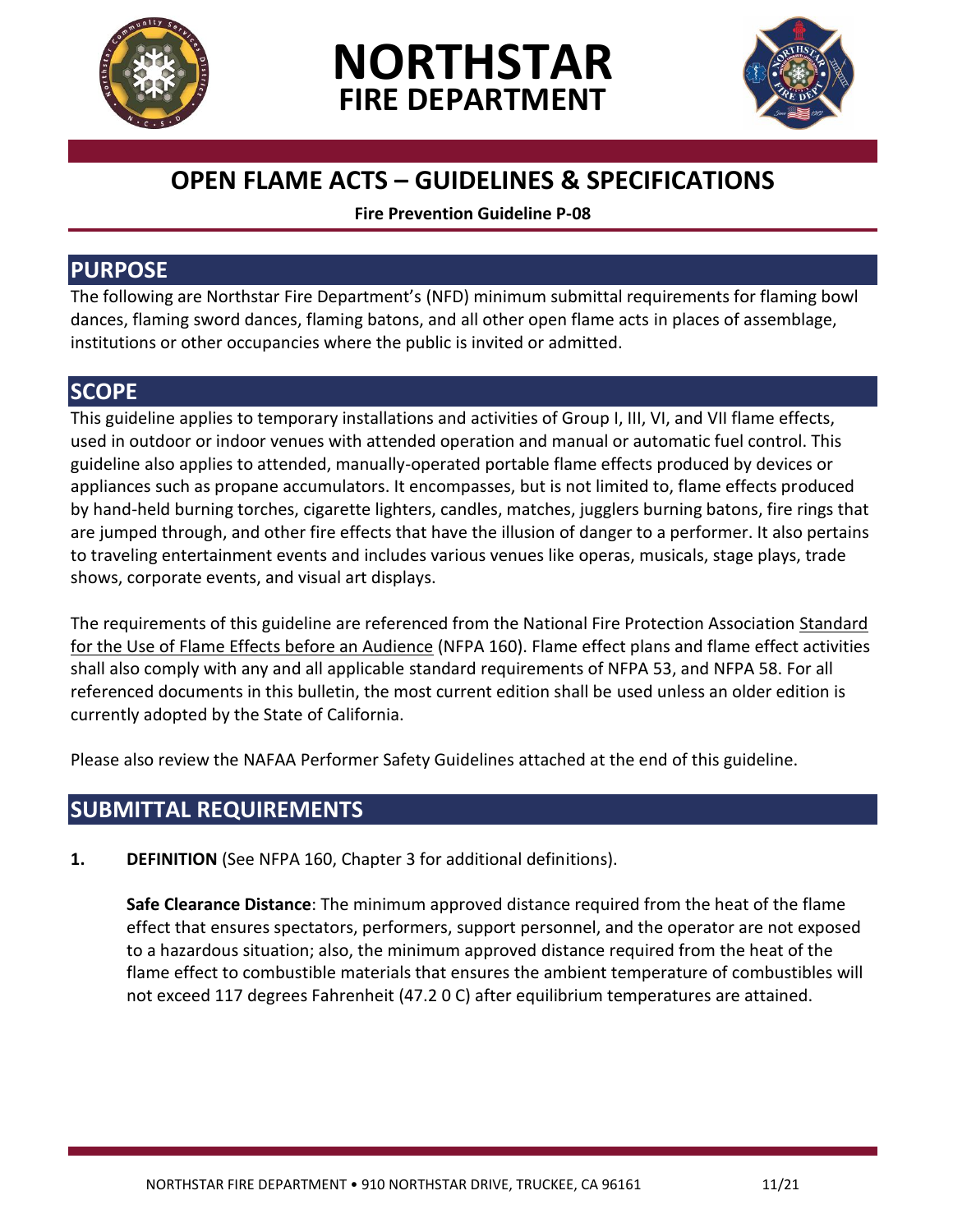# NORTHSTAR FIRE DEPARTMENT

## OPEN FLAME ACTS – GUIDELINES & SPECIFICATIONS

**Fire Prevention Guideline P-08**

## PURPOSE

The following are Northstar Fire Department's (NFD) minimum submittal requirements for flaming bowl dances, flaming sword dances, flaming batons, and all other open flame acts in places of assemblage, institutions or other occupancies where the public is invited or admitted.

## SCOPE

This guideline applies to temporary installations and activities of Group I, III, VI, and VII flame effects, used in outdoor or indoor venues with attended operation and manual or automatic fuel control. This guideline also applies to attended, manually-operated portable flame effects produced by devices or appliances such as propane accumulators. It encompasses, but is not limited to, flame effects produced by hand-held burning torches, cigarette lighters, candles, matches, jugglers burning batons, fire rings that are jumped through, and other fire effects that have the illusion of danger to a performer. It also pertains to traveling entertainment events and includes various venues like operas, musicals, stage plays, trade shows, corporate events, and visual art displays.

The requirements of this guideline are referenced from the National Fire Protection Association Standard for the Use of Flame Effects before an Audience (NFPA 160). Flame effect plans and flame effect activities shall also comply with any and all applicable standard requirements of NFPA 53, and NFPA 58. For all referenced documents in this bulletin, the most current edition shall be used unless an older edition is currently adopted by the State of California.

Please also review the NAFAA Performer Safety Guidelines attached at the end of this guideline.

## SUBMITTAL REQUIREMENTS

**1. DEFINITION** (See NFPA 160, Chapter 3 for additional definitions).

**Safe Clearance Distance**: The minimum approved distance required from the heat of the flame effect that ensures spectators, performers, support personnel, and the operator are not exposed to a hazardous situation; also, the minimum approved distance required from the heat of the flame effect to combustible materials that ensures the ambient temperature of combustibles will not exceed 117 degrees Fahrenheit (47.2 0 C) after equilibrium temperatures are attained.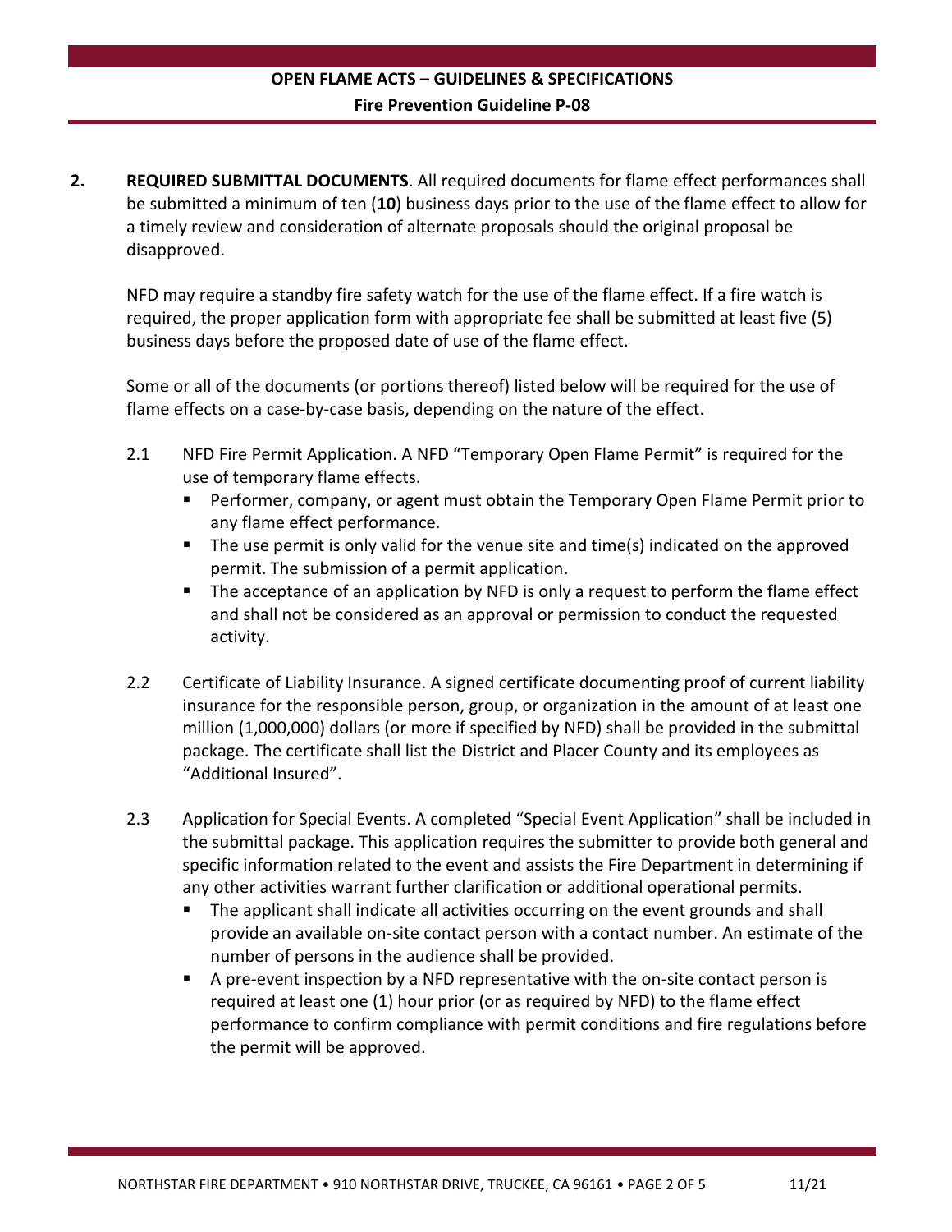**2. REQUIRED SUBMITTAL DOCUMENTS**. All required documents for flame effect performances shall be submitted a minimum of ten (**10**) business days prior to the use of the flame effect to allow for a timely review and consideration of alternate proposals should the original proposal be disapproved.

NFD may require a standby fire safety watch for the use of the flame effect. If a fire watch is required, the proper application form with appropriate fee shall be submitted at least five (5) business days before the proposed date of use of the flame effect.

Some or all of the documents (or portions thereof) listed below will be required for the use of flame effects on a case-by-case basis, depending on the nature of the effect.

2.1 NFD Fire Permit Application. A NFD "Temporary Open Flame Permit" is required for the use of temporary flame effects.

- Performer, company, or agent must obtain the Temporary Open Flame Permit prior to any flame effect performance.
- The use permit is only valid for the venue site and time(s) indicated on the approved permit. The submission of a permit application.
- The acceptance of an application by NFD is only a request to perform the flame effect and shall not be considered as an approval or permission to conduct the requested activity.

2.2 Certificate of Liability Insurance. A signed certificate documenting proof of current liability insurance for the responsible person, group, or organization in the amount of at least one million (1,000,000) dollars (or more if specified by NFD) shall be provided in the submittal package. The certificate shall list the District and Placer County and its employees as "Additional Insured".

2.3 Application for Special Events. A completed "Special Event Application" shall be included in the submittal package. This application requires the submitter to provide both general and specific information related to the event and assists the Fire Department in determining if any other activities warrant further clarification or additional operational permits.

- The applicant shall indicate all activities occurring on the event grounds and shall provide an available on-site contact person with a contact number. An estimate of the number of persons in the audience shall be provided.
- A pre-event inspection by a NFD representative with the on-site contact person is required at least one (1) hour prior (or as required by NFD) to the flame effect performance to confirm compliance with permit conditions and fire regulations before the permit will be approved.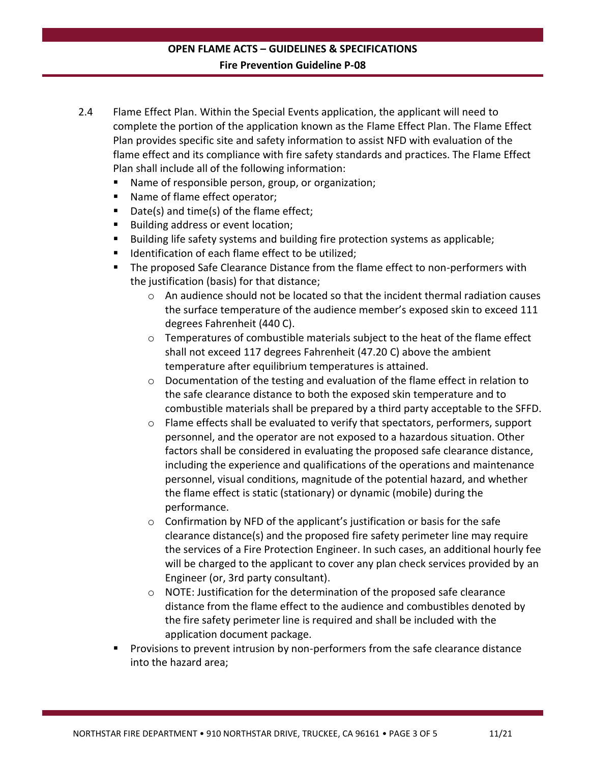2.4 Flame Effect Plan. Within the Special Events application, the applicant will need to complete the portion of the application known as the Flame Effect Plan. The Flame Effect Plan provides specific site and safety information to assist NFD with evaluation of the flame effect and its compliance with fire safety standards and practices. The Flame Effect Plan shall include all of the following information:

- Name of responsible person, group, or organization;
- Name of flame effect operator;
- Date(s) and time(s) of the flame effect;
- Building address or event location;
- Building life safety systems and building fire protection systems as applicable;
- Identification of each flame effect to be utilized;
- The proposed Safe Clearance Distance from the flame effect to non-performers with the justification (basis) for that distance;
  - An audience should not be located so that the incident thermal radiation causes the surface temperature of the audience member's exposed skin to exceed 111 degrees Fahrenheit (440 C).
  - Temperatures of combustible materials subject to the heat of the flame effect shall not exceed 117 degrees Fahrenheit (47.20 C) above the ambient temperature after equilibrium temperatures is attained.
  - Documentation of the testing and evaluation of the flame effect in relation to the safe clearance distance to both the exposed skin temperature and to combustible materials shall be prepared by a third party acceptable to the SFFD.
  - Flame effects shall be evaluated to verify that spectators, performers, support personnel, and the operator are not exposed to a hazardous situation. Other factors shall be considered in evaluating the proposed safe clearance distance, including the experience and qualifications of the operations and maintenance personnel, visual conditions, magnitude of the potential hazard, and whether the flame effect is static (stationary) or dynamic (mobile) during the performance.
  - Confirmation by NFD of the applicant's justification or basis for the safe clearance distance(s) and the proposed fire safety perimeter line may require the services of a Fire Protection Engineer. In such cases, an additional hourly fee will be charged to the applicant to cover any plan check services provided by an Engineer (or, 3rd party consultant).
  - NOTE: Justification for the determination of the proposed safe clearance distance from the flame effect to the audience and combustibles denoted by the fire safety perimeter line is required and shall be included with the application document package.
- Provisions to prevent intrusion by non-performers from the safe clearance distance into the hazard area;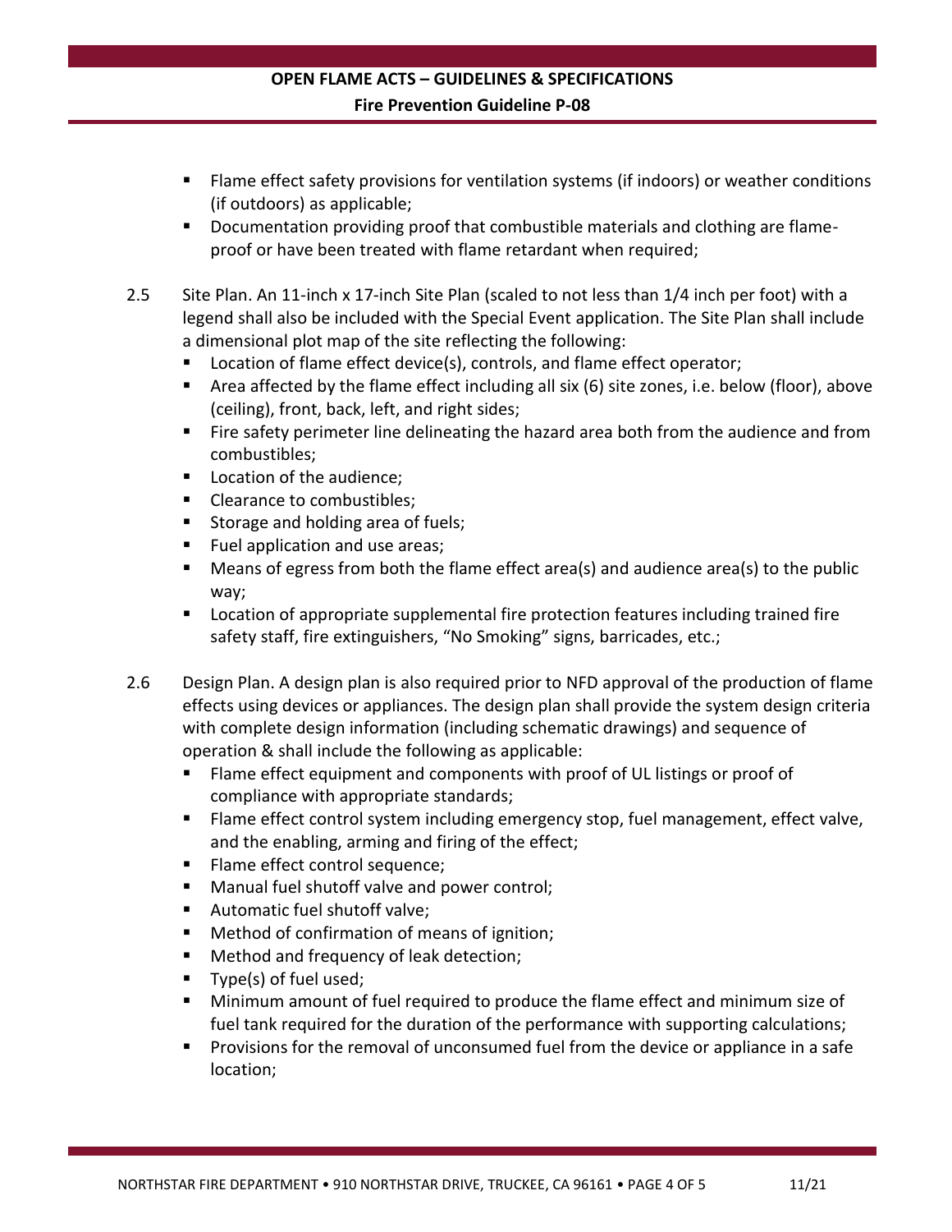- Flame effect safety provisions for ventilation systems (if indoors) or weather conditions (if outdoors) as applicable;
- Documentation providing proof that combustible materials and clothing are flame-proof or have been treated with flame retardant when required;

2.5 Site Plan. An 11-inch x 17-inch Site Plan (scaled to not less than 1/4 inch per foot) with a legend shall also be included with the Special Event application. The Site Plan shall include a dimensional plot map of the site reflecting the following:

- Location of flame effect device(s), controls, and flame effect operator;
- Area affected by the flame effect including all six (6) site zones, i.e. below (floor), above (ceiling), front, back, left, and right sides;
- Fire safety perimeter line delineating the hazard area both from the audience and from combustibles;
- Location of the audience;
- Clearance to combustibles;
- Storage and holding area of fuels;
- Fuel application and use areas;
- Means of egress from both the flame effect area(s) and audience area(s) to the public way;
- Location of appropriate supplemental fire protection features including trained fire safety staff, fire extinguishers, "No Smoking" signs, barricades, etc.;

2.6 Design Plan. A design plan is also required prior to NFD approval of the production of flame effects using devices or appliances. The design plan shall provide the system design criteria with complete design information (including schematic drawings) and sequence of operation & shall include the following as applicable:

- Flame effect equipment and components with proof of UL listings or proof of compliance with appropriate standards;
- Flame effect control system including emergency stop, fuel management, effect valve, and the enabling, arming and firing of the effect;
- Flame effect control sequence;
- Manual fuel shutoff valve and power control;
- Automatic fuel shutoff valve;
- Method of confirmation of means of ignition;
- Method and frequency of leak detection;
- Type(s) of fuel used;
- Minimum amount of fuel required to produce the flame effect and minimum size of fuel tank required for the duration of the performance with supporting calculations;
- Provisions for the removal of unconsumed fuel from the device or appliance in a safe location;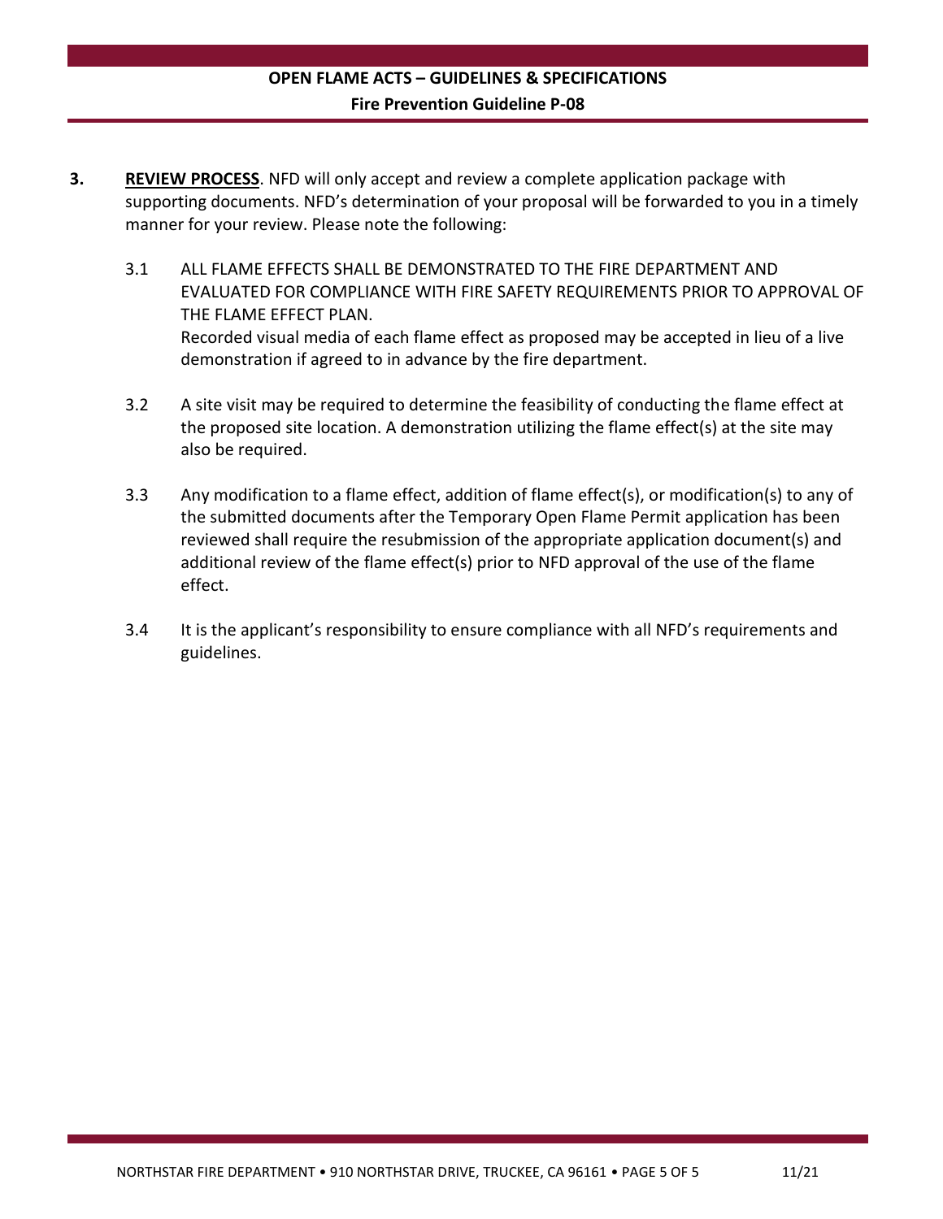**3. REVIEW PROCESS**. NFD will only accept and review a complete application package with supporting documents. NFD's determination of your proposal will be forwarded to you in a timely manner for your review. Please note the following:

3.1 ALL FLAME EFFECTS SHALL BE DEMONSTRATED TO THE FIRE DEPARTMENT AND EVALUATED FOR COMPLIANCE WITH FIRE SAFETY REQUIREMENTS PRIOR TO APPROVAL OF THE FLAME EFFECT PLAN.
Recorded visual media of each flame effect as proposed may be accepted in lieu of a live demonstration if agreed to in advance by the fire department.

3.2 A site visit may be required to determine the feasibility of conducting the flame effect at the proposed site location. A demonstration utilizing the flame effect(s) at the site may also be required.

3.3 Any modification to a flame effect, addition of flame effect(s), or modification(s) to any of the submitted documents after the Temporary Open Flame Permit application has been reviewed shall require the resubmission of the appropriate application document(s) and additional review of the flame effect(s) prior to NFD approval of the use of the flame effect.

3.4 It is the applicant's responsibility to ensure compliance with all NFD's requirements and guidelines.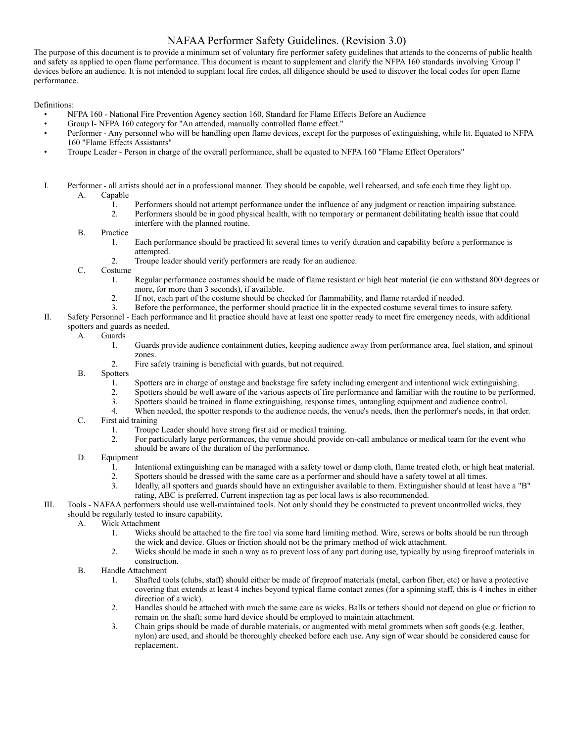# NAFAA Performer Safety Guidelines. (Revision 3.0)

The purpose of this document is to provide a minimum set of voluntary fire performer safety guidelines that attends to the concerns of public health and safety as applied to open flame performance. This document is meant to supplement and clarify the NFPA 160 standards involving 'Group I' devices before an audience. It is not intended to supplant local fire codes, all diligence should be used to discover the local codes for open flame performance.

Definitions:

- NFPA 160 - National Fire Prevention Agency section 160, Standard for Flame Effects Before an Audience
- Group I- NFPA 160 category for "An attended, manually controlled flame effect."
- Performer - Any personnel who will be handling open flame devices, except for the purposes of extinguishing, while lit. Equated to NFPA 160 "Flame Effects Assistants"
- Troupe Leader - Person in charge of the overall performance, shall be equated to NFPA 160 "Flame Effect Operators"

I. Performer - all artists should act in a professional manner. They should be capable, well rehearsed, and safe each time they light up.
   - A. Capable
     1. Performers should not attempt performance under the influence of any judgment or reaction impairing substance.
     2. Performers should be in good physical health, with no temporary or permanent debilitating health issue that could interfere with the planned routine.
   - B. Practice
     1. Each performance should be practiced lit several times to verify duration and capability before a performance is attempted.
     2. Troupe leader should verify performers are ready for an audience.
   - C. Costume
     1. Regular performance costumes should be made of flame resistant or high heat material (ie can withstand 800 degrees or more, for more than 3 seconds), if available.
     2. If not, each part of the costume should be checked for flammability, and flame retarded if needed.
     3. Before the performance, the performer should practice lit in the expected costume several times to insure safety.

II. Safety Personnel - Each performance and lit practice should have at least one spotter ready to meet fire emergency needs, with additional spotters and guards as needed.
   - A. Guards
     1. Guards provide audience containment duties, keeping audience away from performance area, fuel station, and spinout zones.
     2. Fire safety training is beneficial with guards, but not required.
   - B. Spotters
     1. Spotters are in charge of onstage and backstage fire safety including emergent and intentional wick extinguishing.
     2. Spotters should be well aware of the various aspects of fire performance and familiar with the routine to be performed.
     3. Spotters should be trained in flame extinguishing, response times, untangling equipment and audience control.
     4. When needed, the spotter responds to the audience needs, the venue's needs, then the performer's needs, in that order.
   - C. First aid training
     1. Troupe Leader should have strong first aid or medical training.
     2. For particularly large performances, the venue should provide on-call ambulance or medical team for the event who should be aware of the duration of the performance.
   - D. Equipment
     1. Intentional extinguishing can be managed with a safety towel or damp cloth, flame treated cloth, or high heat material.
     2. Spotters should be dressed with the same care as a performer and should have a safety towel at all times.
     3. Ideally, all spotters and guards should have an extinguisher available to them. Extinguisher should at least have a "B" rating, ABC is preferred. Current inspection tag as per local laws is also recommended.

III. Tools - NAFAA performers should use well-maintained tools. Not only should they be constructed to prevent uncontrolled wicks, they should be regularly tested to insure capability.
   - A. Wick Attachment
     1. Wicks should be attached to the fire tool via some hard limiting method. Wire, screws or bolts should be run through the wick and device. Glues or friction should not be the primary method of wick attachment.
     2. Wicks should be made in such a way as to prevent loss of any part during use, typically by using fireproof materials in construction.
   - B. Handle Attachment
     1. Shafted tools (clubs, staff) should either be made of fireproof materials (metal, carbon fiber, etc) or have a protective covering that extends at least 4 inches beyond typical flame contact zones (for a spinning staff, this is 4 inches in either direction of a wick).
     2. Handles should be attached with much the same care as wicks. Balls or tethers should not depend on glue or friction to remain on the shaft; some hard device should be employed to maintain attachment.
     3. Chain grips should be made of durable materials, or augmented with metal grommets when soft goods (e.g. leather, nylon) are used, and should be thoroughly checked before each use. Any sign of wear should be considered cause for replacement.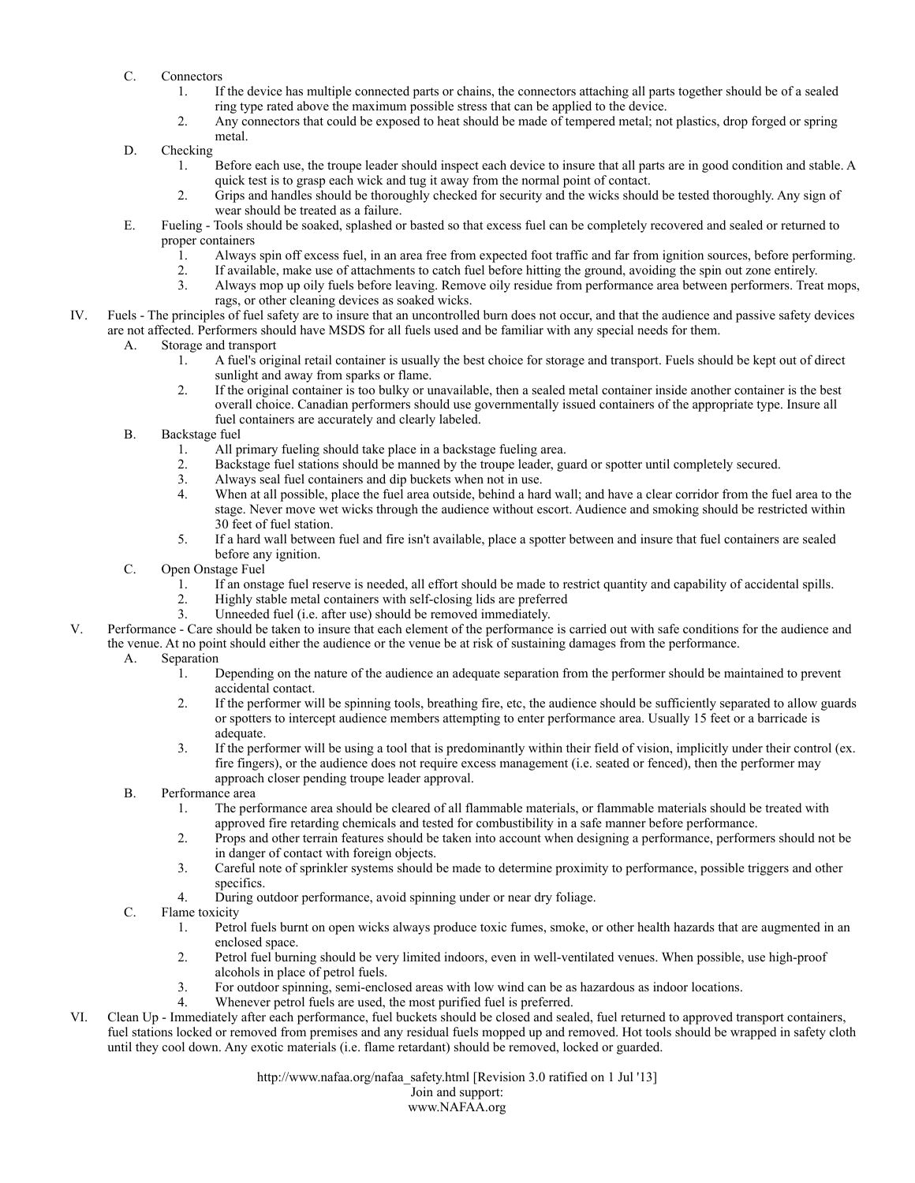- C. Connectors
  1. If the device has multiple connected parts or chains, the connectors attaching all parts together should be of a sealed ring type rated above the maximum possible stress that can be applied to the device.
  2. Any connectors that could be exposed to heat should be made of tempered metal; not plastics, drop forged or spring metal.
- D. Checking
  1. Before each use, the troupe leader should inspect each device to insure that all parts are in good condition and stable. A quick test is to grasp each wick and tug it away from the normal point of contact.
  2. Grips and handles should be thoroughly checked for security and the wicks should be tested thoroughly. Any sign of wear should be treated as a failure.
- E. Fueling - Tools should be soaked, splashed or basted so that excess fuel can be completely recovered and sealed or returned to proper containers
  1. Always spin off excess fuel, in an area free from expected foot traffic and far from ignition sources, before performing.
  2. If available, make use of attachments to catch fuel before hitting the ground, avoiding the spin out zone entirely.
  3. Always mop up oily fuels before leaving. Remove oily residue from performance area between performers. Treat mops, rags, or other cleaning devices as soaked wicks.

IV. Fuels - The principles of fuel safety are to insure that an uncontrolled burn does not occur, and that the audience and passive safety devices are not affected. Performers should have MSDS for all fuels used and be familiar with any special needs for them.

- A. Storage and transport
  1. A fuel's original retail container is usually the best choice for storage and transport. Fuels should be kept out of direct sunlight and away from sparks or flame.
  2. If the original container is too bulky or unavailable, then a sealed metal container inside another container is the best overall choice. Canadian performers should use governmentally issued containers of the appropriate type. Insure all fuel containers are accurately and clearly labeled.
- B. Backstage fuel
  1. All primary fueling should take place in a backstage fueling area.
  2. Backstage fuel stations should be manned by the troupe leader, guard or spotter until completely secured.
  3. Always seal fuel containers and dip buckets when not in use.
  4. When at all possible, place the fuel area outside, behind a hard wall; and have a clear corridor from the fuel area to the stage. Never move wet wicks through the audience without escort. Audience and smoking should be restricted within 30 feet of fuel station.
  5. If a hard wall between fuel and fire isn't available, place a spotter between and insure that fuel containers are sealed before any ignition.
- C. Open Onstage Fuel
  1. If an onstage fuel reserve is needed, all effort should be made to restrict quantity and capability of accidental spills.
  2. Highly stable metal containers with self-closing lids are preferred
  3. Unneeded fuel (i.e. after use) should be removed immediately.

V. Performance - Care should be taken to insure that each element of the performance is carried out with safe conditions for the audience and the venue. At no point should either the audience or the venue be at risk of sustaining damages from the performance.

- A. Separation
  1. Depending on the nature of the audience an adequate separation from the performer should be maintained to prevent accidental contact.
  2. If the performer will be spinning tools, breathing fire, etc, the audience should be sufficiently separated to allow guards or spotters to intercept audience members attempting to enter performance area. Usually 15 feet or a barricade is adequate.
  3. If the performer will be using a tool that is predominantly within their field of vision, implicitly under their control (ex. fire fingers), or the audience does not require excess management (i.e. seated or fenced), then the performer may approach closer pending troupe leader approval.
- B. Performance area
  1. The performance area should be cleared of all flammable materials, or flammable materials should be treated with approved fire retarding chemicals and tested for combustibility in a safe manner before performance.
  2. Props and other terrain features should be taken into account when designing a performance, performers should not be in danger of contact with foreign objects.
  3. Careful note of sprinkler systems should be made to determine proximity to performance, possible triggers and other specifics.
  4. During outdoor performance, avoid spinning under or near dry foliage.
- C. Flame toxicity
  1. Petrol fuels burnt on open wicks always produce toxic fumes, smoke, or other health hazards that are augmented in an enclosed space.
  2. Petrol fuel burning should be very limited indoors, even in well-ventilated venues. When possible, use high-proof alcohols in place of petrol fuels.
  3. For outdoor spinning, semi-enclosed areas with low wind can be as hazardous as indoor locations.
  4. Whenever petrol fuels are used, the most purified fuel is preferred.

VI. Clean Up - Immediately after each performance, fuel buckets should be closed and sealed, fuel returned to approved transport containers, fuel stations locked or removed from premises and any residual fuels mopped up and removed. Hot tools should be wrapped in safety cloth until they cool down. Any exotic materials (i.e. flame retardant) should be removed, locked or guarded.

http://www.nafaa.org/nafaa_safety.html [Revision 3.0 ratified on 1 Jul '13]
Join and support:
www.NAFAA.org